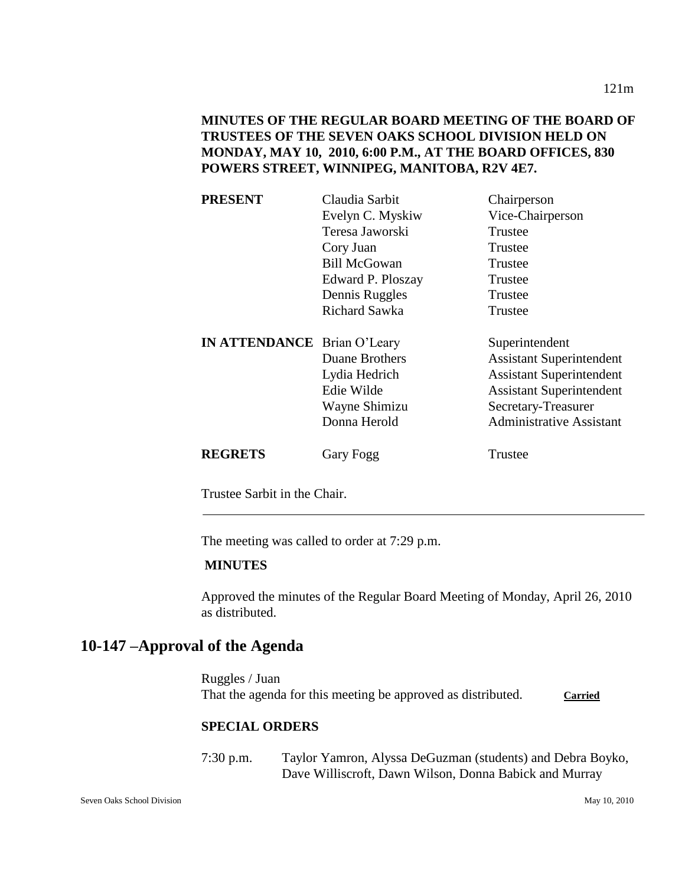**MINUTES OF THE REGULAR BOARD MEETING OF THE BOARD OF TRUSTEES OF THE SEVEN OAKS SCHOOL DIVISION HELD ON MONDAY, MAY 10, 2010, 6:00 P.M., AT THE BOARD OFFICES, 830 POWERS STREET, WINNIPEG, MANITOBA, R2V 4E7.**

| | | |
|---|---|---|
| **PRESENT** | Claudia Sarbit | Chairperson |
| | Evelyn C. Myskiw | Vice-Chairperson |
| | Teresa Jaworski | Trustee |
| | Cory Juan | Trustee |
| | Bill McGowan | Trustee |
| | Edward P. Ploszay | Trustee |
| | Dennis Ruggles | Trustee |
| | Richard Sawka | Trustee |
| **IN ATTENDANCE** | Brian O'Leary | Superintendent |
| | Duane Brothers | Assistant Superintendent |
| | Lydia Hedrich | Assistant Superintendent |
| | Edie Wilde | Assistant Superintendent |
| | Wayne Shimizu | Secretary-Treasurer |
| | Donna Herold | Administrative Assistant |
| **REGRETS** | Gary Fogg | Trustee |

Trustee Sarbit in the Chair.

---

The meeting was called to order at 7:29 p.m.

**MINUTES**

Approved the minutes of the Regular Board Meeting of Monday, April 26, 2010 as distributed.

## 10-147 –Approval of the Agenda

Ruggles / Juan
That the agenda for this meeting be approved as distributed. **Carried**

**SPECIAL ORDERS**

7:30 p.m. Taylor Yamron, Alyssa DeGuzman (students) and Debra Boyko, Dave Williscroft, Dawn Wilson, Donna Babick and Murray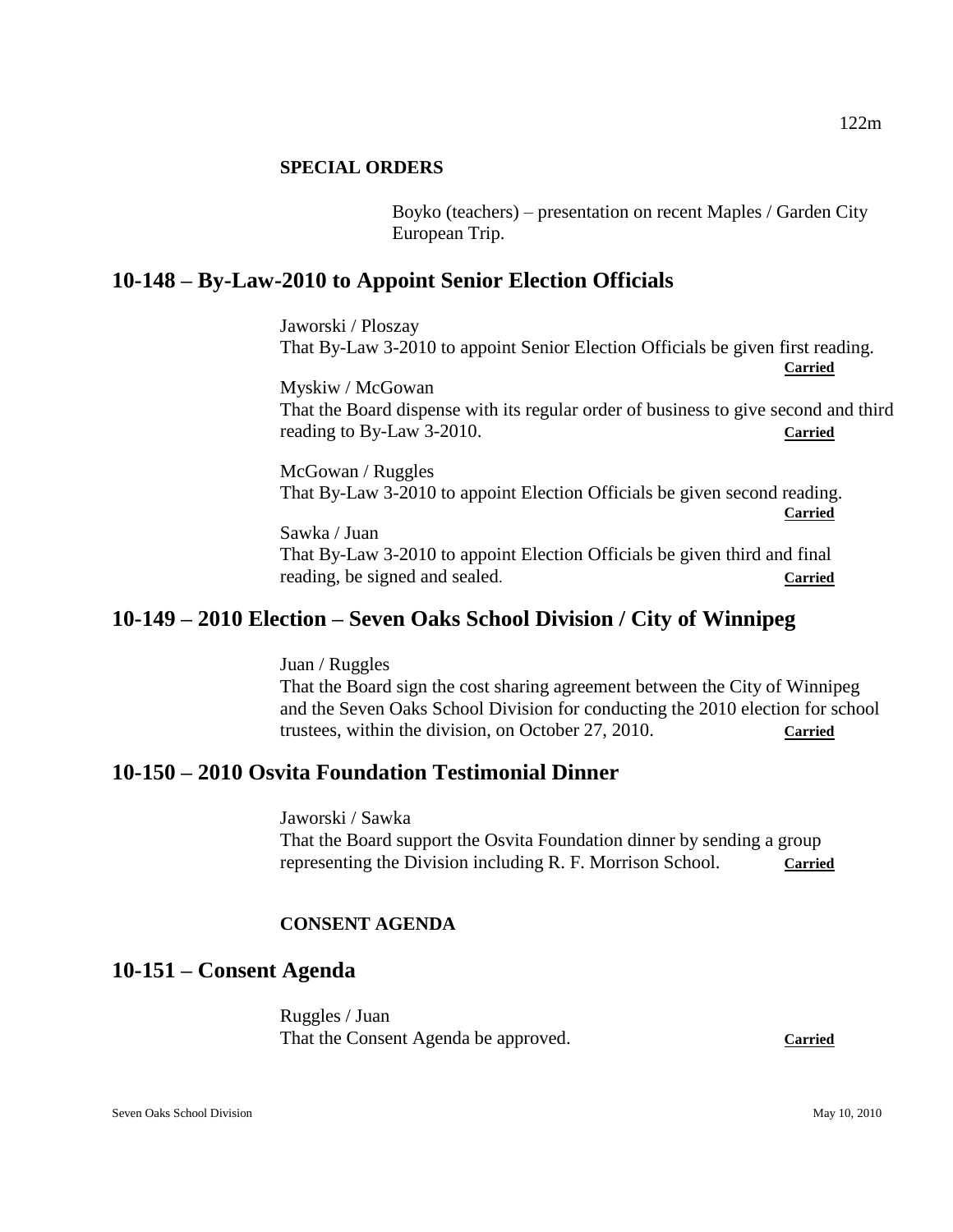**SPECIAL ORDERS**

Boyko (teachers) – presentation on recent Maples / Garden City European Trip.

## 10-148 – By-Law-2010 to Appoint Senior Election Officials

Jaworski / Ploszay
That By-Law 3-2010 to appoint Senior Election Officials be given first reading. **Carried**

Myskiw / McGowan
That the Board dispense with its regular order of business to give second and third reading to By-Law 3-2010. **Carried**

McGowan / Ruggles
That By-Law 3-2010 to appoint Election Officials be given second reading. **Carried**

Sawka / Juan
That By-Law 3-2010 to appoint Election Officials be given third and final reading, be signed and sealed. **Carried**

## 10-149 – 2010 Election – Seven Oaks School Division / City of Winnipeg

Juan / Ruggles
That the Board sign the cost sharing agreement between the City of Winnipeg and the Seven Oaks School Division for conducting the 2010 election for school trustees, within the division, on October 27, 2010. **Carried**

## 10-150 – 2010 Osvita Foundation Testimonial Dinner

Jaworski / Sawka
That the Board support the Osvita Foundation dinner by sending a group representing the Division including R. F. Morrison School. **Carried**

**CONSENT AGENDA**

## 10-151 – Consent Agenda

Ruggles / Juan
That the Consent Agenda be approved. **Carried**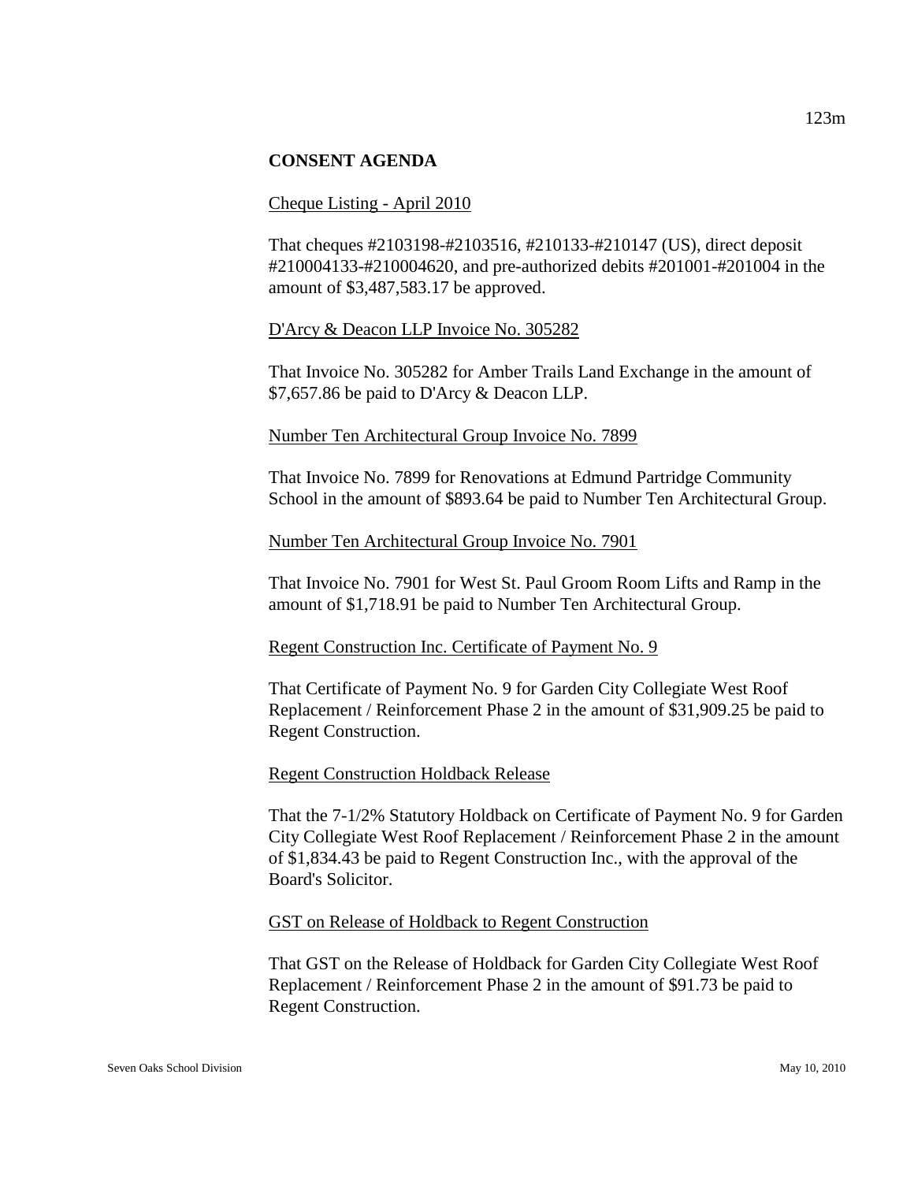**CONSENT AGENDA**

Cheque Listing - April 2010

That cheques #2103198-#2103516, #210133-#210147 (US), direct deposit #210004133-#210004620, and pre-authorized debits #201001-#201004 in the amount of $3,487,583.17 be approved.

D'Arcy & Deacon LLP Invoice No. 305282

That Invoice No. 305282 for Amber Trails Land Exchange in the amount of $7,657.86 be paid to D'Arcy & Deacon LLP.

Number Ten Architectural Group Invoice No. 7899

That Invoice No. 7899 for Renovations at Edmund Partridge Community School in the amount of $893.64 be paid to Number Ten Architectural Group.

Number Ten Architectural Group Invoice No. 7901

That Invoice No. 7901 for West St. Paul Groom Room Lifts and Ramp in the amount of $1,718.91 be paid to Number Ten Architectural Group.

Regent Construction Inc. Certificate of Payment No. 9

That Certificate of Payment No. 9 for Garden City Collegiate West Roof Replacement / Reinforcement Phase 2 in the amount of $31,909.25 be paid to Regent Construction.

Regent Construction Holdback Release

That the 7-1/2% Statutory Holdback on Certificate of Payment No. 9 for Garden City Collegiate West Roof Replacement / Reinforcement Phase 2 in the amount of $1,834.43 be paid to Regent Construction Inc., with the approval of the Board's Solicitor.

GST on Release of Holdback to Regent Construction

That GST on the Release of Holdback for Garden City Collegiate West Roof Replacement / Reinforcement Phase 2 in the amount of $91.73 be paid to Regent Construction.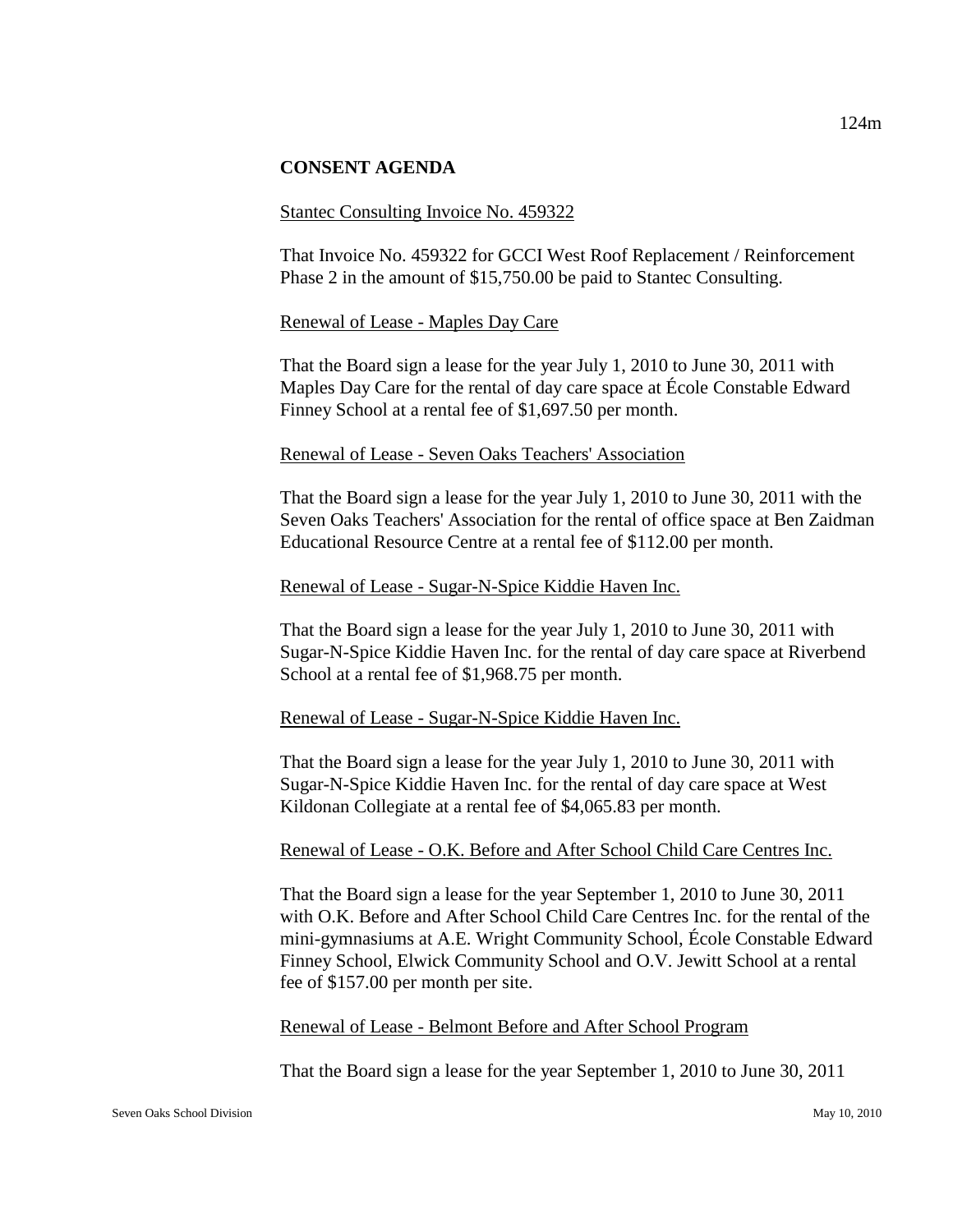**CONSENT AGENDA**

Stantec Consulting Invoice No. 459322

That Invoice No. 459322 for GCCI West Roof Replacement / Reinforcement Phase 2 in the amount of $15,750.00 be paid to Stantec Consulting.

Renewal of Lease - Maples Day Care

That the Board sign a lease for the year July 1, 2010 to June 30, 2011 with Maples Day Care for the rental of day care space at École Constable Edward Finney School at a rental fee of $1,697.50 per month.

Renewal of Lease - Seven Oaks Teachers' Association

That the Board sign a lease for the year July 1, 2010 to June 30, 2011 with the Seven Oaks Teachers' Association for the rental of office space at Ben Zaidman Educational Resource Centre at a rental fee of $112.00 per month.

Renewal of Lease - Sugar-N-Spice Kiddie Haven Inc.

That the Board sign a lease for the year July 1, 2010 to June 30, 2011 with Sugar-N-Spice Kiddie Haven Inc. for the rental of day care space at Riverbend School at a rental fee of $1,968.75 per month.

Renewal of Lease - Sugar-N-Spice Kiddie Haven Inc.

That the Board sign a lease for the year July 1, 2010 to June 30, 2011 with Sugar-N-Spice Kiddie Haven Inc. for the rental of day care space at West Kildonan Collegiate at a rental fee of $4,065.83 per month.

Renewal of Lease - O.K. Before and After School Child Care Centres Inc.

That the Board sign a lease for the year September 1, 2010 to June 30, 2011 with O.K. Before and After School Child Care Centres Inc. for the rental of the mini-gymnasiums at A.E. Wright Community School, École Constable Edward Finney School, Elwick Community School and O.V. Jewitt School at a rental fee of $157.00 per month per site.

Renewal of Lease - Belmont Before and After School Program

That the Board sign a lease for the year September 1, 2010 to June 30, 2011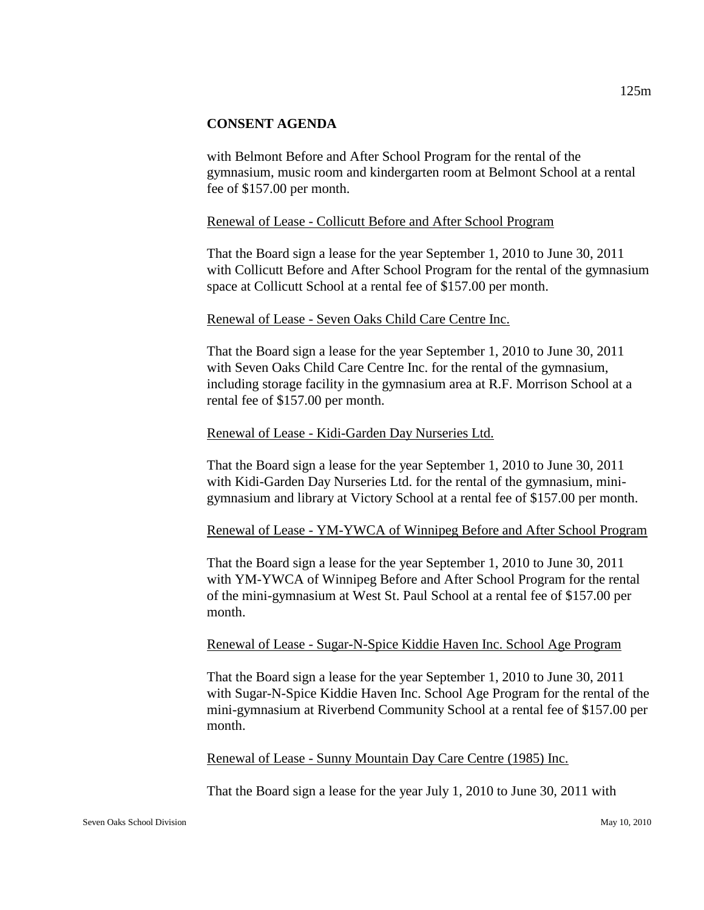**CONSENT AGENDA**

with Belmont Before and After School Program for the rental of the gymnasium, music room and kindergarten room at Belmont School at a rental fee of $157.00 per month.

Renewal of Lease - Collicutt Before and After School Program

That the Board sign a lease for the year September 1, 2010 to June 30, 2011 with Collicutt Before and After School Program for the rental of the gymnasium space at Collicutt School at a rental fee of $157.00 per month.

Renewal of Lease - Seven Oaks Child Care Centre Inc.

That the Board sign a lease for the year September 1, 2010 to June 30, 2011 with Seven Oaks Child Care Centre Inc. for the rental of the gymnasium, including storage facility in the gymnasium area at R.F. Morrison School at a rental fee of $157.00 per month.

Renewal of Lease - Kidi-Garden Day Nurseries Ltd.

That the Board sign a lease for the year September 1, 2010 to June 30, 2011 with Kidi-Garden Day Nurseries Ltd. for the rental of the gymnasium, mini-gymnasium and library at Victory School at a rental fee of $157.00 per month.

Renewal of Lease - YM-YWCA of Winnipeg Before and After School Program

That the Board sign a lease for the year September 1, 2010 to June 30, 2011 with YM-YWCA of Winnipeg Before and After School Program for the rental of the mini-gymnasium at West St. Paul School at a rental fee of $157.00 per month.

Renewal of Lease - Sugar-N-Spice Kiddie Haven Inc. School Age Program

That the Board sign a lease for the year September 1, 2010 to June 30, 2011 with Sugar-N-Spice Kiddie Haven Inc. School Age Program for the rental of the mini-gymnasium at Riverbend Community School at a rental fee of $157.00 per month.

Renewal of Lease - Sunny Mountain Day Care Centre (1985) Inc.

That the Board sign a lease for the year July 1, 2010 to June 30, 2011 with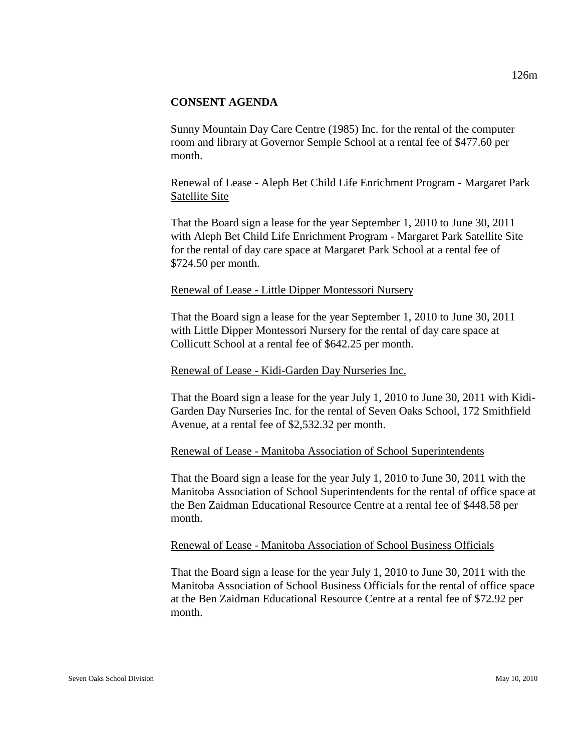## CONSENT AGENDA

Sunny Mountain Day Care Centre (1985) Inc. for the rental of the computer room and library at Governor Semple School at a rental fee of $477.60 per month.

Renewal of Lease - Aleph Bet Child Life Enrichment Program - Margaret Park Satellite Site

That the Board sign a lease for the year September 1, 2010 to June 30, 2011 with Aleph Bet Child Life Enrichment Program - Margaret Park Satellite Site for the rental of day care space at Margaret Park School at a rental fee of $724.50 per month.

Renewal of Lease - Little Dipper Montessori Nursery

That the Board sign a lease for the year September 1, 2010 to June 30, 2011 with Little Dipper Montessori Nursery for the rental of day care space at Collicutt School at a rental fee of $642.25 per month.

Renewal of Lease - Kidi-Garden Day Nurseries Inc.

That the Board sign a lease for the year July 1, 2010 to June 30, 2011 with Kidi-Garden Day Nurseries Inc. for the rental of Seven Oaks School, 172 Smithfield Avenue, at a rental fee of $2,532.32 per month.

Renewal of Lease - Manitoba Association of School Superintendents

That the Board sign a lease for the year July 1, 2010 to June 30, 2011 with the Manitoba Association of School Superintendents for the rental of office space at the Ben Zaidman Educational Resource Centre at a rental fee of $448.58 per month.

Renewal of Lease - Manitoba Association of School Business Officials

That the Board sign a lease for the year July 1, 2010 to June 30, 2011 with the Manitoba Association of School Business Officials for the rental of office space at the Ben Zaidman Educational Resource Centre at a rental fee of $72.92 per month.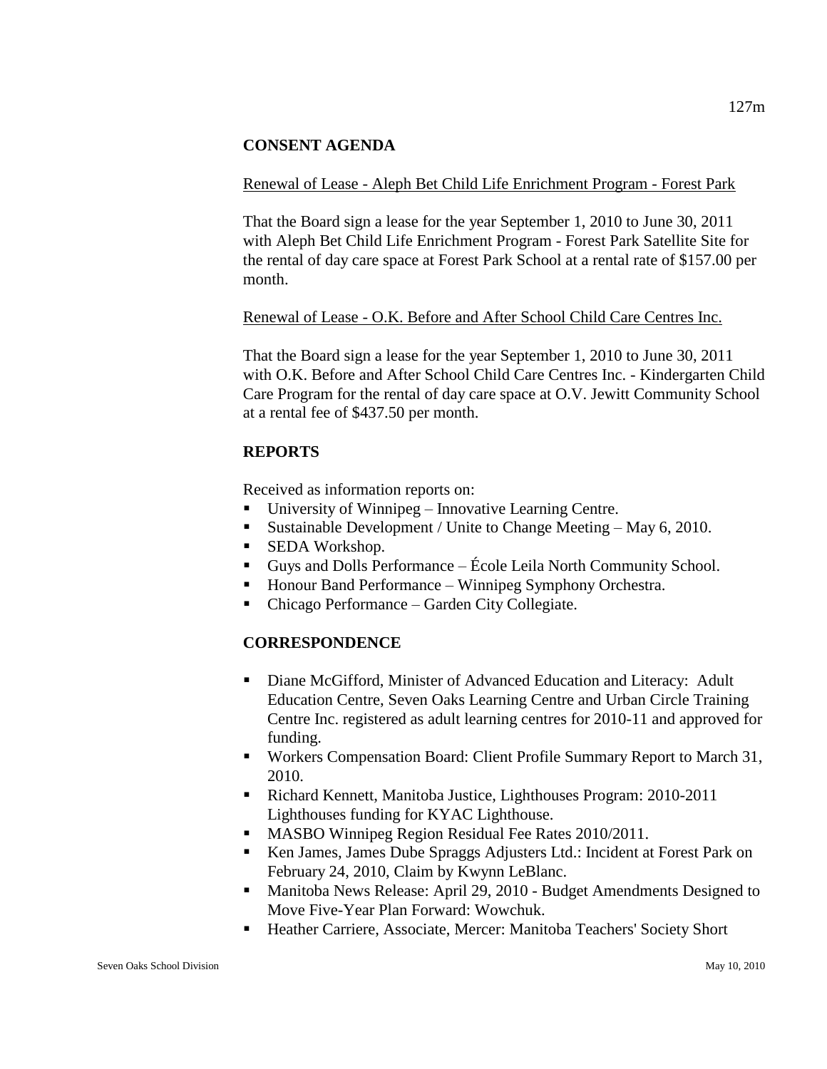## CONSENT AGENDA

Renewal of Lease - Aleph Bet Child Life Enrichment Program - Forest Park

That the Board sign a lease for the year September 1, 2010 to June 30, 2011 with Aleph Bet Child Life Enrichment Program - Forest Park Satellite Site for the rental of day care space at Forest Park School at a rental rate of $157.00 per month.

Renewal of Lease - O.K. Before and After School Child Care Centres Inc.

That the Board sign a lease for the year September 1, 2010 to June 30, 2011 with O.K. Before and After School Child Care Centres Inc. - Kindergarten Child Care Program for the rental of day care space at O.V. Jewitt Community School at a rental fee of $437.50 per month.

## REPORTS

Received as information reports on:

- University of Winnipeg – Innovative Learning Centre.
- Sustainable Development / Unite to Change Meeting – May 6, 2010.
- SEDA Workshop.
- Guys and Dolls Performance – École Leila North Community School.
- Honour Band Performance – Winnipeg Symphony Orchestra.
- Chicago Performance – Garden City Collegiate.

## CORRESPONDENCE

- Diane McGifford, Minister of Advanced Education and Literacy: Adult Education Centre, Seven Oaks Learning Centre and Urban Circle Training Centre Inc. registered as adult learning centres for 2010-11 and approved for funding.
- Workers Compensation Board: Client Profile Summary Report to March 31, 2010.
- Richard Kennett, Manitoba Justice, Lighthouses Program: 2010-2011 Lighthouses funding for KYAC Lighthouse.
- MASBO Winnipeg Region Residual Fee Rates 2010/2011.
- Ken James, James Dube Spraggs Adjusters Ltd.: Incident at Forest Park on February 24, 2010, Claim by Kwynn LeBlanc.
- Manitoba News Release: April 29, 2010 - Budget Amendments Designed to Move Five-Year Plan Forward: Wowchuk.
- Heather Carriere, Associate, Mercer: Manitoba Teachers' Society Short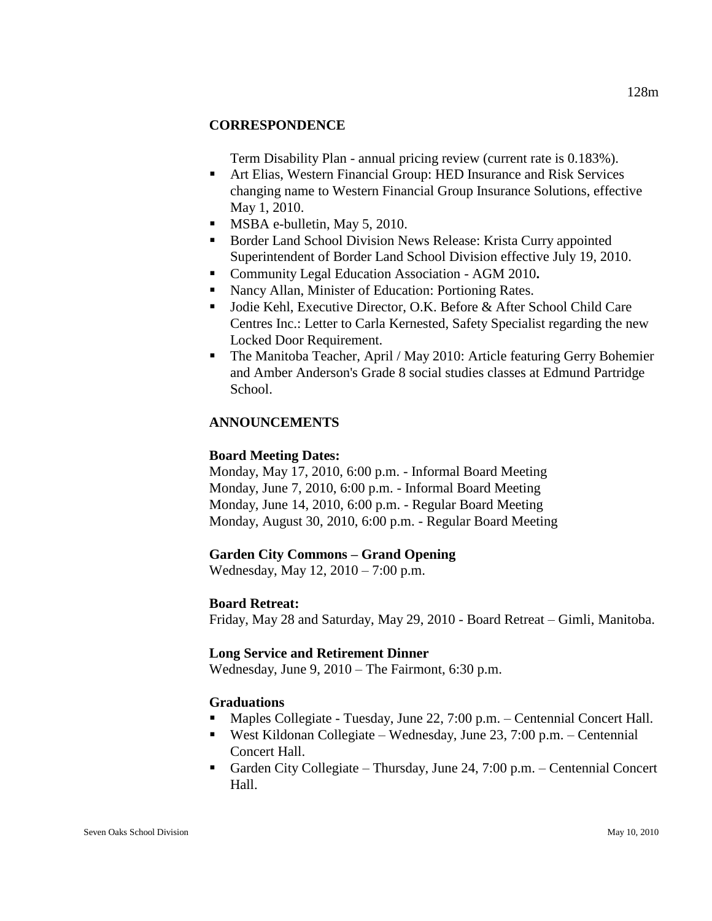## CORRESPONDENCE

Term Disability Plan - annual pricing review (current rate is 0.183%).

- Art Elias, Western Financial Group: HED Insurance and Risk Services changing name to Western Financial Group Insurance Solutions, effective May 1, 2010.
- MSBA e-bulletin, May 5, 2010.
- Border Land School Division News Release: Krista Curry appointed Superintendent of Border Land School Division effective July 19, 2010.
- Community Legal Education Association - AGM 2010**.**
- Nancy Allan, Minister of Education: Portioning Rates.
- Jodie Kehl, Executive Director, O.K. Before & After School Child Care Centres Inc.: Letter to Carla Kernested, Safety Specialist regarding the new Locked Door Requirement.
- The Manitoba Teacher, April / May 2010: Article featuring Gerry Bohemier and Amber Anderson's Grade 8 social studies classes at Edmund Partridge School.

## ANNOUNCEMENTS

**Board Meeting Dates:**

Monday, May 17, 2010, 6:00 p.m. - Informal Board Meeting
Monday, June 7, 2010, 6:00 p.m. - Informal Board Meeting
Monday, June 14, 2010, 6:00 p.m. - Regular Board Meeting
Monday, August 30, 2010, 6:00 p.m. - Regular Board Meeting

**Garden City Commons – Grand Opening**

Wednesday, May 12, 2010 – 7:00 p.m.

**Board Retreat:**

Friday, May 28 and Saturday, May 29, 2010 - Board Retreat – Gimli, Manitoba.

**Long Service and Retirement Dinner**

Wednesday, June 9, 2010 – The Fairmont, 6:30 p.m.

**Graduations**

- Maples Collegiate - Tuesday, June 22, 7:00 p.m. – Centennial Concert Hall.
- West Kildonan Collegiate – Wednesday, June 23, 7:00 p.m. – Centennial Concert Hall.
- Garden City Collegiate – Thursday, June 24, 7:00 p.m. – Centennial Concert Hall.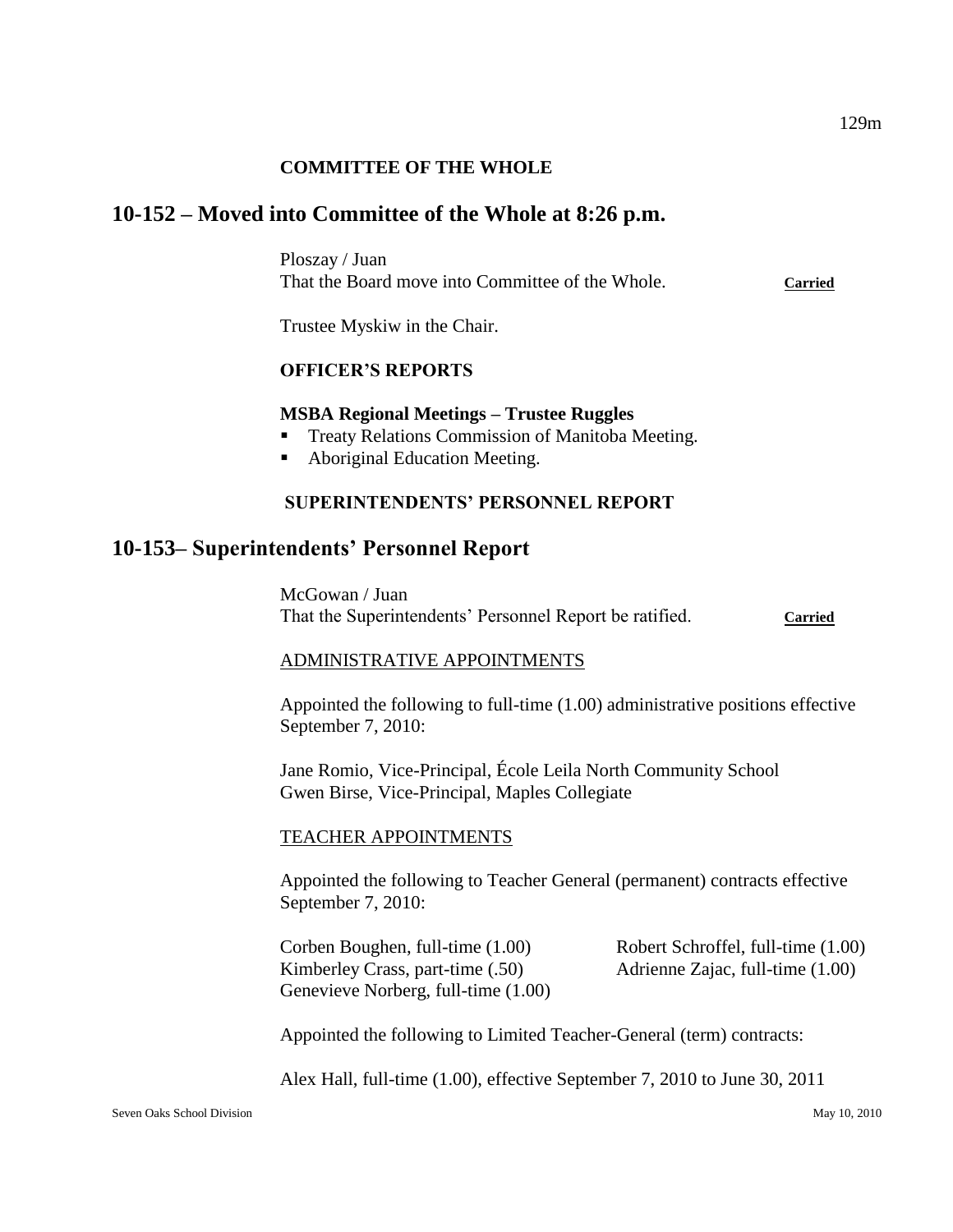**COMMITTEE OF THE WHOLE**

## 10-152 – Moved into Committee of the Whole at 8:26 p.m.

Ploszay / Juan
That the Board move into Committee of the Whole. **Carried**

Trustee Myskiw in the Chair.

**OFFICER'S REPORTS**

**MSBA Regional Meetings – Trustee Ruggles**

- Treaty Relations Commission of Manitoba Meeting.
- Aboriginal Education Meeting.

**SUPERINTENDENTS' PERSONNEL REPORT**

## 10-153– Superintendents' Personnel Report

McGowan / Juan
That the Superintendents' Personnel Report be ratified. **Carried**

ADMINISTRATIVE APPOINTMENTS

Appointed the following to full-time (1.00) administrative positions effective September 7, 2010:

Jane Romio, Vice-Principal, École Leila North Community School
Gwen Birse, Vice-Principal, Maples Collegiate

TEACHER APPOINTMENTS

Appointed the following to Teacher General (permanent) contracts effective September 7, 2010:

Corben Boughen, full-time (1.00)
Kimberley Crass, part-time (.50)
Genevieve Norberg, full-time (1.00)
Robert Schroffel, full-time (1.00)
Adrienne Zajac, full-time (1.00)

Appointed the following to Limited Teacher-General (term) contracts:

Alex Hall, full-time (1.00), effective September 7, 2010 to June 30, 2011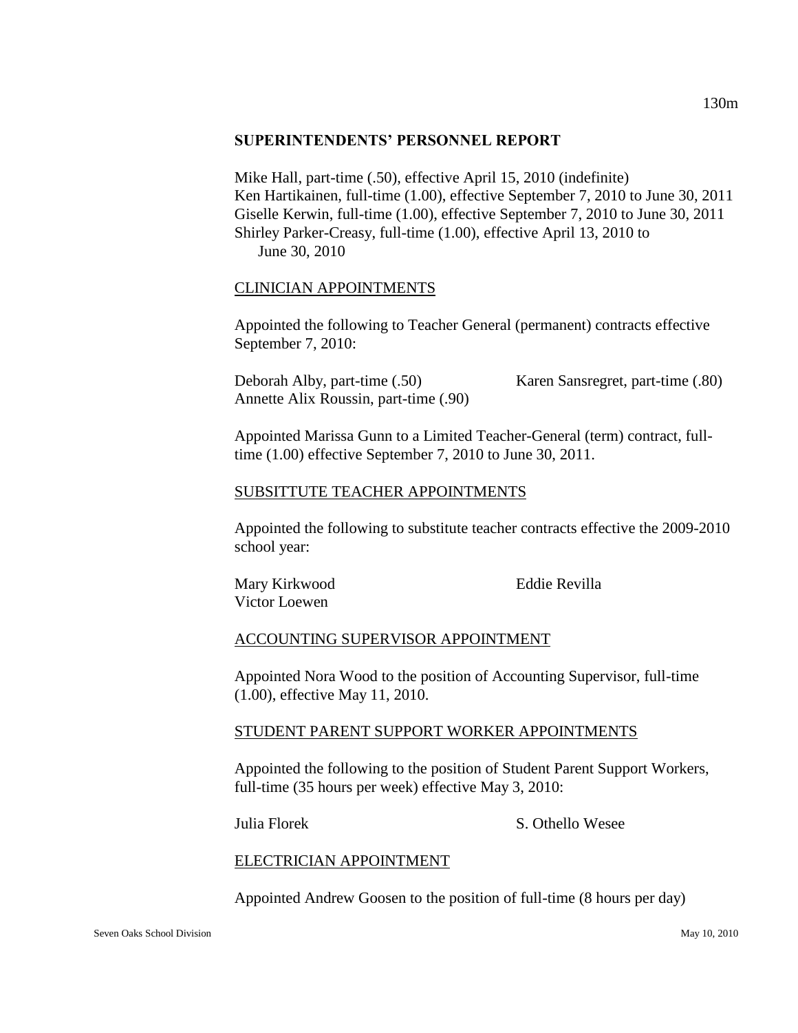## SUPERINTENDENTS' PERSONNEL REPORT

Mike Hall, part-time (.50), effective April 15, 2010 (indefinite)
Ken Hartikainen, full-time (1.00), effective September 7, 2010 to June 30, 2011
Giselle Kerwin, full-time (1.00), effective September 7, 2010 to June 30, 2011
Shirley Parker-Creasy, full-time (1.00), effective April 13, 2010 to June 30, 2010

### CLINICIAN APPOINTMENTS

Appointed the following to Teacher General (permanent) contracts effective September 7, 2010:

Deborah Alby, part-time (.50)
Annette Alix Roussin, part-time (.90)
Karen Sansregret, part-time (.80)

Appointed Marissa Gunn to a Limited Teacher-General (term) contract, full-time (1.00) effective September 7, 2010 to June 30, 2011.

### SUBSITTUTE TEACHER APPOINTMENTS

Appointed the following to substitute teacher contracts effective the 2009-2010 school year:

Mary Kirkwood
Victor Loewen
Eddie Revilla

### ACCOUNTING SUPERVISOR APPOINTMENT

Appointed Nora Wood to the position of Accounting Supervisor, full-time (1.00), effective May 11, 2010.

### STUDENT PARENT SUPPORT WORKER APPOINTMENTS

Appointed the following to the position of Student Parent Support Workers, full-time (35 hours per week) effective May 3, 2010:

Julia Florek
S. Othello Wesee

### ELECTRICIAN APPOINTMENT

Appointed Andrew Goosen to the position of full-time (8 hours per day)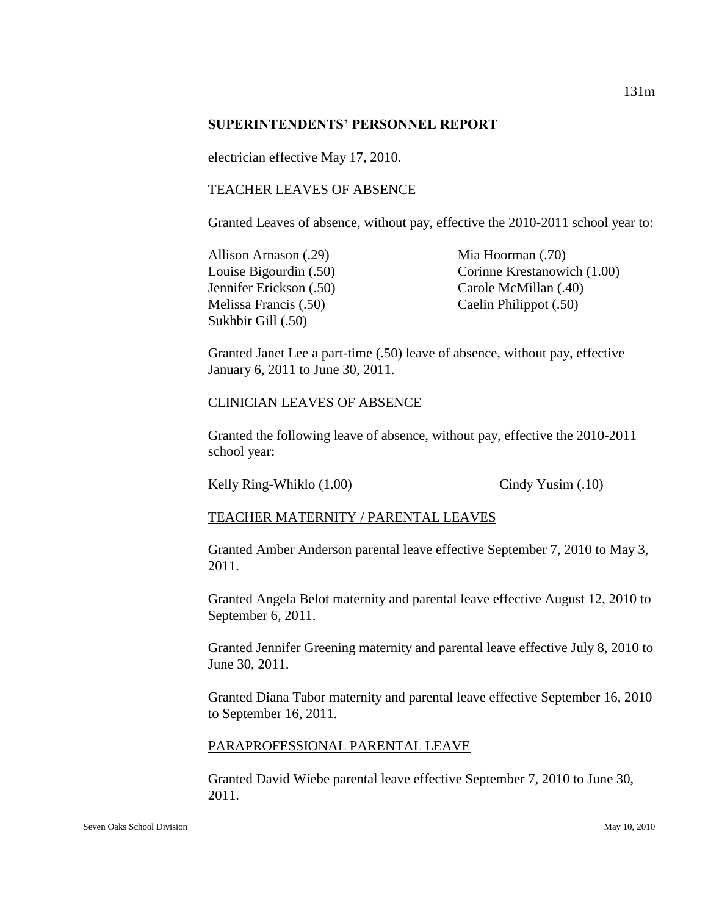## SUPERINTENDENTS' PERSONNEL REPORT

electrician effective May 17, 2010.

### TEACHER LEAVES OF ABSENCE

Granted Leaves of absence, without pay, effective the 2010-2011 school year to:

Allison Arnason (.29)
Louise Bigourdin (.50)
Jennifer Erickson (.50)
Melissa Francis (.50)
Sukhbir Gill (.50)
Mia Hoorman (.70)
Corinne Krestanowich (1.00)
Carole McMillan (.40)
Caelin Philippot (.50)

Granted Janet Lee a part-time (.50) leave of absence, without pay, effective January 6, 2011 to June 30, 2011.

### CLINICIAN LEAVES OF ABSENCE

Granted the following leave of absence, without pay, effective the 2010-2011 school year:

Kelly Ring-Whiklo (1.00)
Cindy Yusim (.10)

### TEACHER MATERNITY / PARENTAL LEAVES

Granted Amber Anderson parental leave effective September 7, 2010 to May 3, 2011.

Granted Angela Belot maternity and parental leave effective August 12, 2010 to September 6, 2011.

Granted Jennifer Greening maternity and parental leave effective July 8, 2010 to June 30, 2011.

Granted Diana Tabor maternity and parental leave effective September 16, 2010 to September 16, 2011.

### PARAPROFESSIONAL PARENTAL LEAVE

Granted David Wiebe parental leave effective September 7, 2010 to June 30, 2011.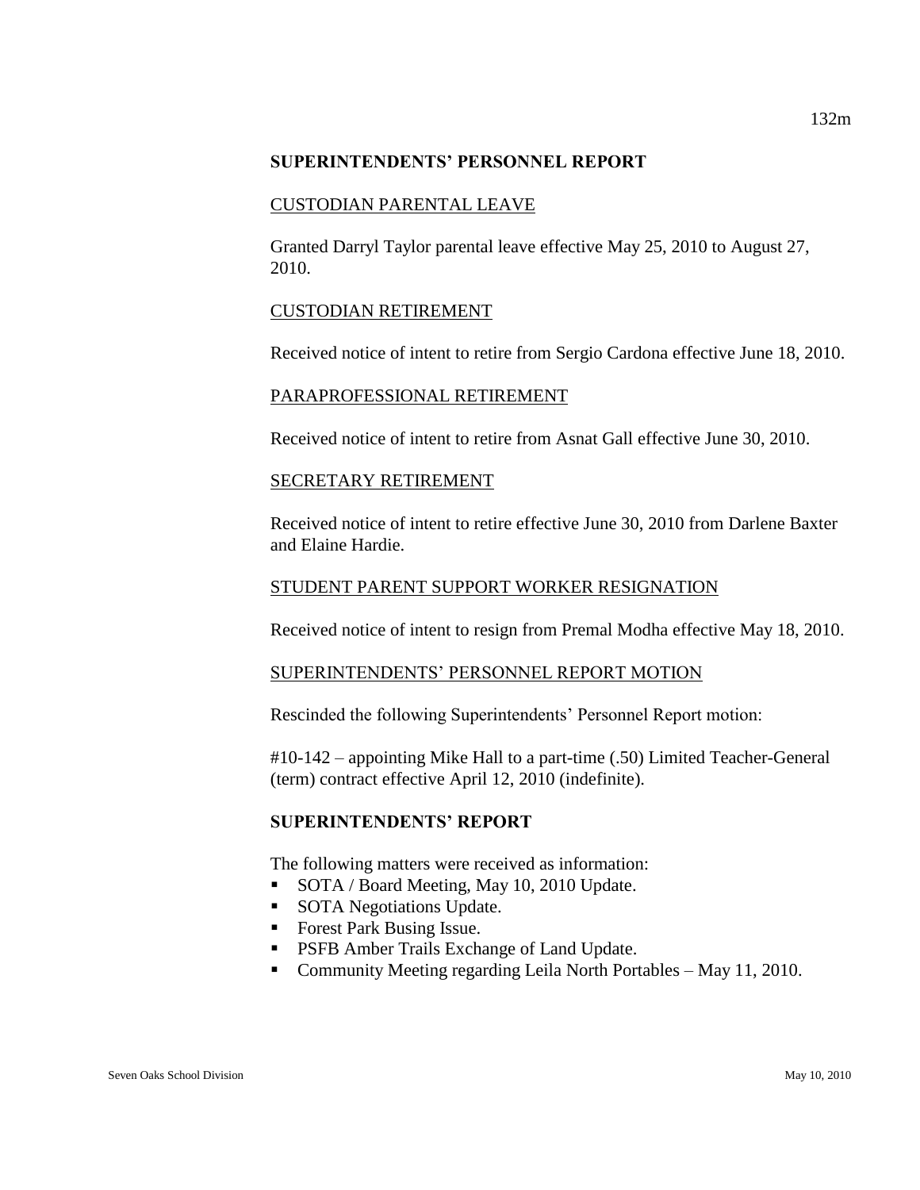## SUPERINTENDENTS' PERSONNEL REPORT

### CUSTODIAN PARENTAL LEAVE

Granted Darryl Taylor parental leave effective May 25, 2010 to August 27, 2010.

### CUSTODIAN RETIREMENT

Received notice of intent to retire from Sergio Cardona effective June 18, 2010.

### PARAPROFESSIONAL RETIREMENT

Received notice of intent to retire from Asnat Gall effective June 30, 2010.

### SECRETARY RETIREMENT

Received notice of intent to retire effective June 30, 2010 from Darlene Baxter and Elaine Hardie.

### STUDENT PARENT SUPPORT WORKER RESIGNATION

Received notice of intent to resign from Premal Modha effective May 18, 2010.

### SUPERINTENDENTS' PERSONNEL REPORT MOTION

Rescinded the following Superintendents' Personnel Report motion:

#10-142 – appointing Mike Hall to a part-time (.50) Limited Teacher-General (term) contract effective April 12, 2010 (indefinite).

## SUPERINTENDENTS' REPORT

The following matters were received as information:

- SOTA / Board Meeting, May 10, 2010 Update.
- SOTA Negotiations Update.
- Forest Park Busing Issue.
- PSFB Amber Trails Exchange of Land Update.
- Community Meeting regarding Leila North Portables – May 11, 2010.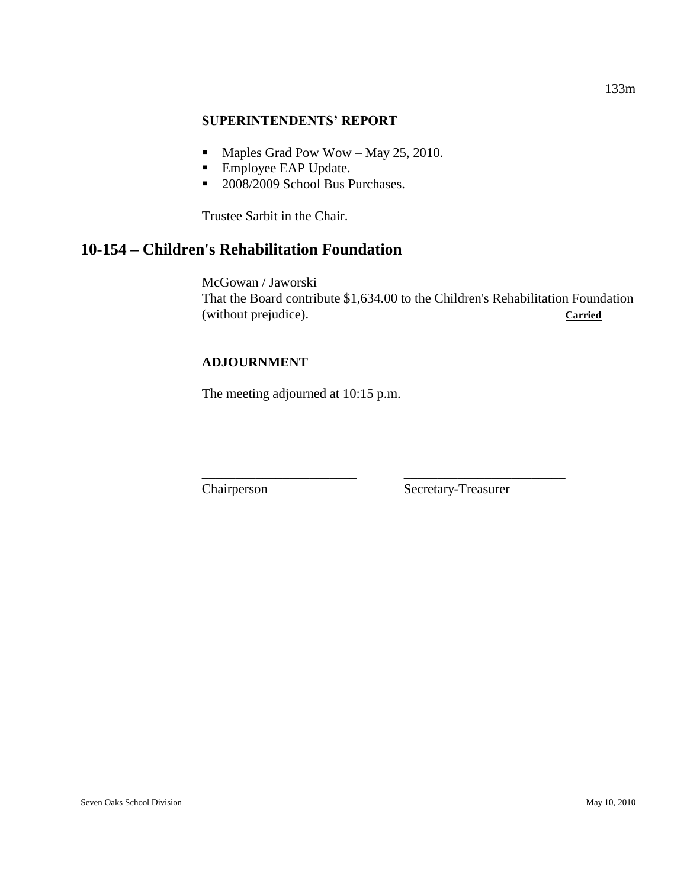**SUPERINTENDENTS' REPORT**

- Maples Grad Pow Wow – May 25, 2010.
- Employee EAP Update.
- 2008/2009 School Bus Purchases.

Trustee Sarbit in the Chair.

## 10-154 – Children's Rehabilitation Foundation

McGowan / Jaworski
That the Board contribute $1,634.00 to the Children's Rehabilitation Foundation (without prejudice). **Carried**

**ADJOURNMENT**

The meeting adjourned at 10:15 p.m.

_______________________ _______________________
Chairperson Secretary-Treasurer